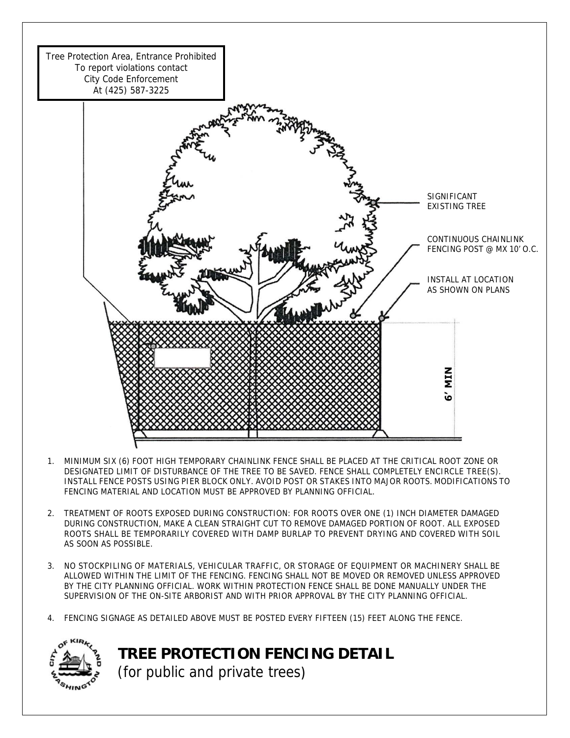Tree Protection Area, Entrance Prohibited
To report violations contact
City Code Enforcement
At (425) 587-3225

SIGNIFICANT EXISTING TREE

CONTINUOUS CHAINLINK FENCING POST @ MX 10' O.C.

INSTALL AT LOCATION AS SHOWN ON PLANS

6' MIN

1. MINIMUM SIX (6) FOOT HIGH TEMPORARY CHAINLINK FENCE SHALL BE PLACED AT THE CRITICAL ROOT ZONE OR DESIGNATED LIMIT OF DISTURBANCE OF THE TREE TO BE SAVED. FENCE SHALL COMPLETELY ENCIRCLE TREE(S). INSTALL FENCE POSTS USING PIER BLOCK ONLY. AVOID POST OR STAKES INTO MAJOR ROOTS. MODIFICATIONS TO FENCING MATERIAL AND LOCATION MUST BE APPROVED BY PLANNING OFFICIAL.

2. TREATMENT OF ROOTS EXPOSED DURING CONSTRUCTION: FOR ROOTS OVER ONE (1) INCH DIAMETER DAMAGED DURING CONSTRUCTION, MAKE A CLEAN STRAIGHT CUT TO REMOVE DAMAGED PORTION OF ROOT. ALL EXPOSED ROOTS SHALL BE TEMPORARILY COVERED WITH DAMP BURLAP TO PREVENT DRYING AND COVERED WITH SOIL AS SOON AS POSSIBLE.

3. NO STOCKPILING OF MATERIALS, VEHICULAR TRAFFIC, OR STORAGE OF EQUIPMENT OR MACHINERY SHALL BE ALLOWED WITHIN THE LIMIT OF THE FENCING. FENCING SHALL NOT BE MOVED OR REMOVED UNLESS APPROVED BY THE CITY PLANNING OFFICIAL. WORK WITHIN PROTECTION FENCE SHALL BE DONE MANUALLY UNDER THE SUPERVISION OF THE ON-SITE ARBORIST AND WITH PRIOR APPROVAL BY THE CITY PLANNING OFFICIAL.

4. FENCING SIGNAGE AS DETAILED ABOVE MUST BE POSTED EVERY FIFTEEN (15) FEET ALONG THE FENCE.

CITY OF KIRKLAND WASHINGTON

# TREE PROTECTION FENCING DETAIL

*(for public and private trees)*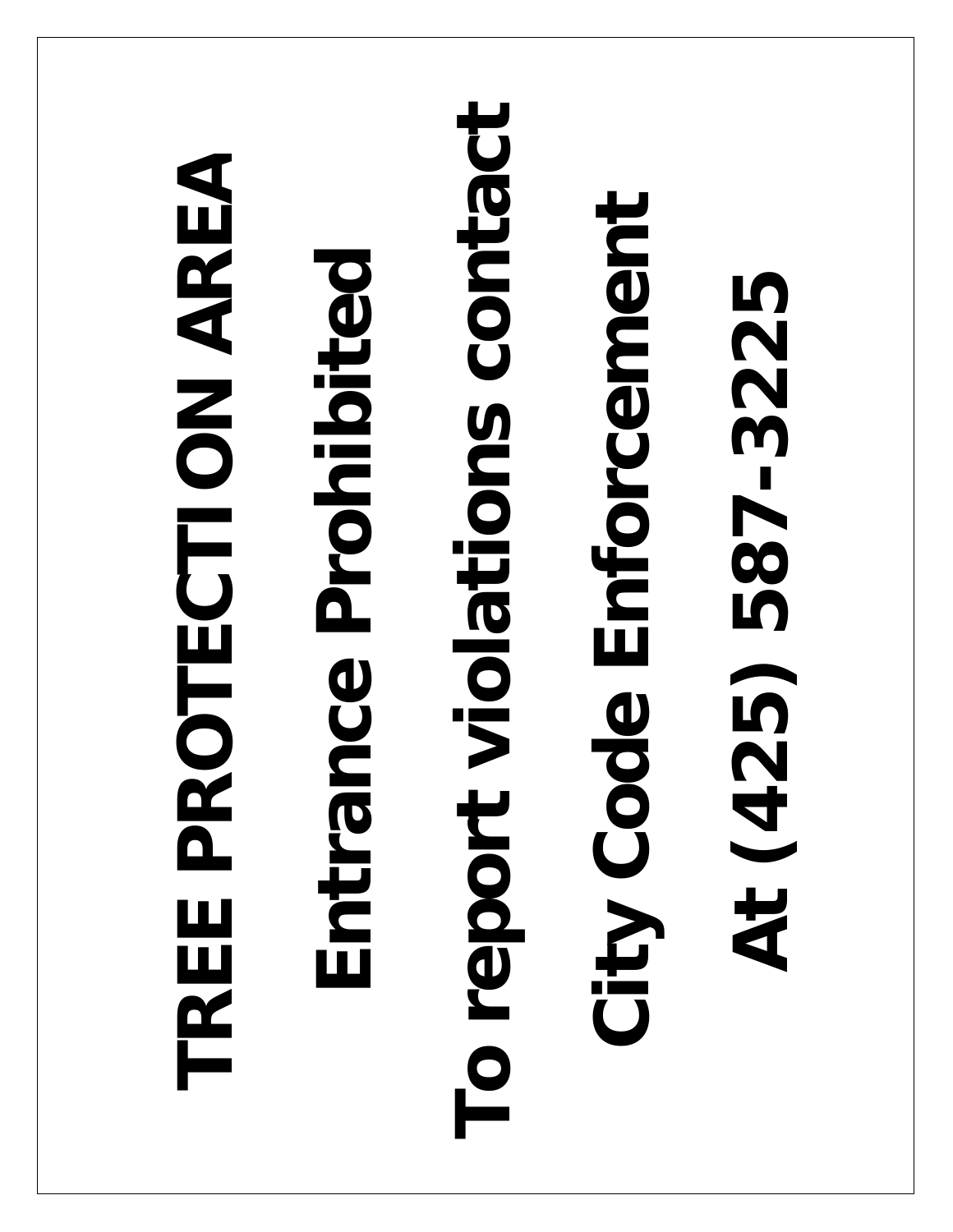# TREE PROTECTION AREA

**Entrance Prohibited**

**To report violations contact**

**City Code Enforcement**

**At (425) 587-3225**